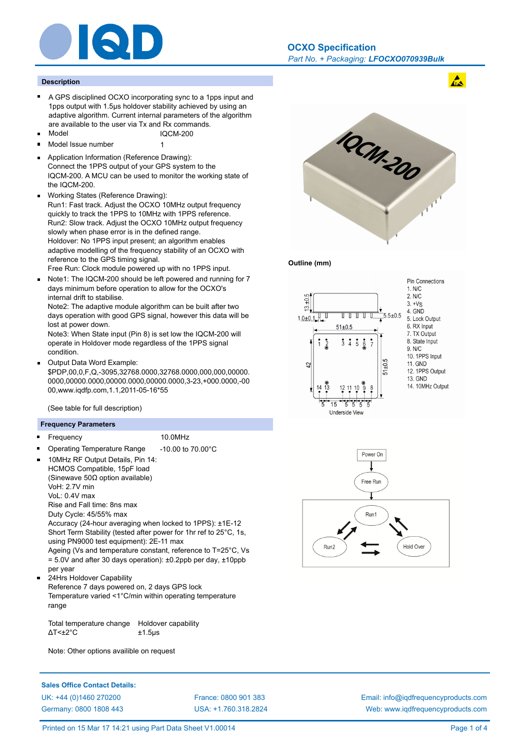# OCXO Specification

*Part No. + Packaging: **LFOCXO070939Bulk***

## Description

- A GPS disciplined OCXO incorporating sync to a 1pps input and 1pps output with 1.5µs holdover stability achieved by using an adaptive algorithm. Current internal parameters of the algorithm are available to the user via Tx and Rx commands.
- Model IQCM-200
- Model Issue number 1
- Application Information (Reference Drawing):
  Connect the 1PPS output of your GPS system to the IQCM-200. A MCU can be used to monitor the working state of the IQCM-200.
- Working States (Reference Drawing):
  Run1: Fast track. Adjust the OCXO 10MHz output frequency quickly to track the 1PPS to 10MHz with 1PPS reference.
  Run2: Slow track. Adjust the OCXO 10MHz output frequency slowly when phase error is in the defined range.
  Holdover: No 1PPS input present; an algorithm enables adaptive modelling of the frequency stability of an OCXO with reference to the GPS timing signal.
  Free Run: Clock module powered up with no 1PPS input.
- Note1: The IQCM-200 should be left powered and running for 7 days minimum before operation to allow for the OCXO's internal drift to stabilise.
  Note2: The adaptive module algorithm can be built after two days operation with good GPS signal, however this data will be lost at power down.
  Note3: When State input (Pin 8) is set low the IQCM-200 will operate in Holdover mode regardless of the 1PPS signal condition.
- Output Data Word Example:
  $PDP,00,0,F,Q,-3095,32768.0000,32768.0000,000,000,00000.0000,00000.0000,00000.0000,00000.0000,3-23,+000.0000,-0000,www.iqdfp.com,1.1,2011-05-16*55

  (See table for full description)

## Frequency Parameters

- Frequency 10.0MHz
- Operating Temperature Range -10.00 to 70.00°C
- 10MHz RF Output Details, Pin 14:
  HCMOS Compatible, 15pF load
  (Sinewave 50Ω option available)
  VoH: 2.7V min
  VoL: 0.4V max
  Rise and Fall time: 8ns max
  Duty Cycle: 45/55% max
  Accuracy (24-hour averaging when locked to 1PPS): ±1E-12
  Short Term Stability (tested after power for 1hr ref to 25°C, 1s, using PN9000 test equipment): 2E-11 max
  Ageing (Vs and temperature constant, reference to T=25°C, Vs = 5.0V and after 30 days operation): ±0.2ppb per day, ±10ppb per year
- 24Hrs Holdover Capability
  Reference 7 days powered on, 2 days GPS lock
  Temperature varied <1°C/min within operating temperature range

| Total temperature change | Holdover capability |
|---|---|
| ΔT<±2°C | ±1.5µs |

Note: Other options availible on request

## Outline (mm)

Pin Connections
1. N/C
2. N/C
3. +Vs
4. GND
5. Lock Output
6. RX Input
7. TX Output
8. State Input
9. N/C
10. 1PPS Input
11. GND
12. 1PPS Output
13. GND
14. 10MHz Output

Underside View

Power On → Free Run → Run1 / Run2 / Hold Over

**Sales Office Contact Details:**

UK: +44 (0)1460 270200
Germany: 0800 1808 443
France: 0800 901 383
USA: +1.760.318.2824
Email: info@iqdfrequencyproducts.com
Web: www.iqdfrequencyproducts.com

Printed on 15 Mar 17 14:21 using Part Data Sheet V1.00014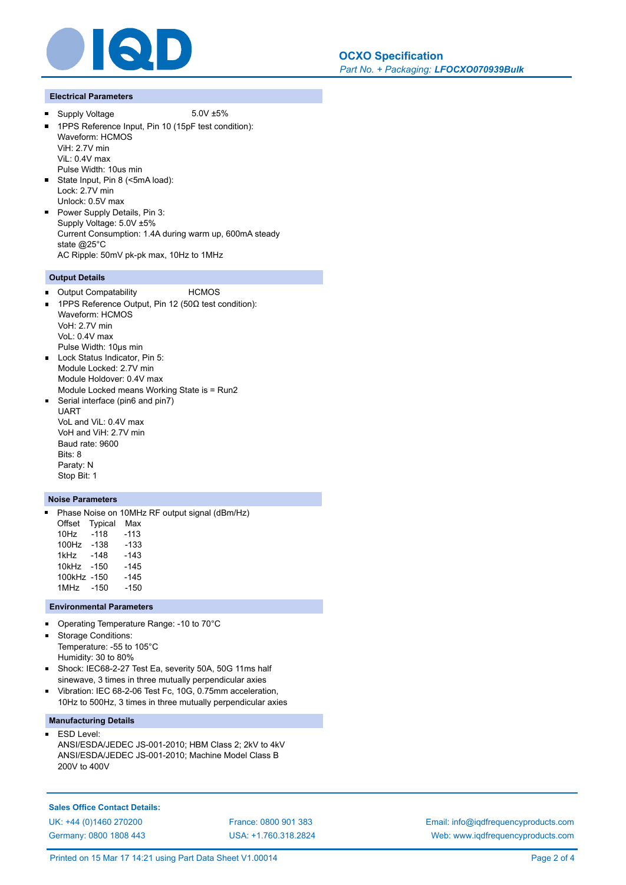## Electrical Parameters

- Supply Voltage 5.0V ±5%
- 1PPS Reference Input, Pin 10 (15pF test condition):
  Waveform: HCMOS
  ViH: 2.7V min
  ViL: 0.4V max
  Pulse Width: 10us min
- State Input, Pin 8 (<5mA load):
  Lock: 2.7V min
  Unlock: 0.5V max
- Power Supply Details, Pin 3:
  Supply Voltage: 5.0V ±5%
  Current Consumption: 1.4A during warm up, 600mA steady state @25°C
  AC Ripple: 50mV pk-pk max, 10Hz to 1MHz

## Output Details

- Output Compatability HCMOS
- 1PPS Reference Output, Pin 12 (50Ω test condition):
  Waveform: HCMOS
  VoH: 2.7V min
  VoL: 0.4V max
  Pulse Width: 10µs min
- Lock Status Indicator, Pin 5:
  Module Locked: 2.7V min
  Module Holdover: 0.4V max
  Module Locked means Working State is = Run2
- Serial interface (pin6 and pin7)
  UART
  VoL and ViL: 0.4V max
  VoH and ViH: 2.7V min
  Baud rate: 9600
  Bits: 8
  Paraty: N
  Stop Bit: 1

## Noise Parameters

- Phase Noise on 10MHz RF output signal (dBm/Hz)

| Offset | Typical | Max |
|---|---|---|
| 10Hz | -118 | -113 |
| 100Hz | -138 | -133 |
| 1kHz | -148 | -143 |
| 10kHz | -150 | -145 |
| 100kHz | -150 | -145 |
| 1MHz | -150 | -150 |

## Environmental Parameters

- Operating Temperature Range: -10 to 70°C
- Storage Conditions:
  Temperature: -55 to 105°C
  Humidity: 30 to 80%
- Shock: IEC68-2-27 Test Ea, severity 50A, 50G 11ms half sinewave, 3 times in three mutually perpendicular axes
- Vibration: IEC 68-2-06 Test Fc, 10G, 0.75mm acceleration, 10Hz to 500Hz, 3 times in three mutually perpendicular axies

## Manufacturing Details

- ESD Level:
  ANSI/ESDA/JEDEC JS-001-2010; HBM Class 2; 2kV to 4kV
  ANSI/ESDA/JEDEC JS-001-2010; Machine Model Class B 200V to 400V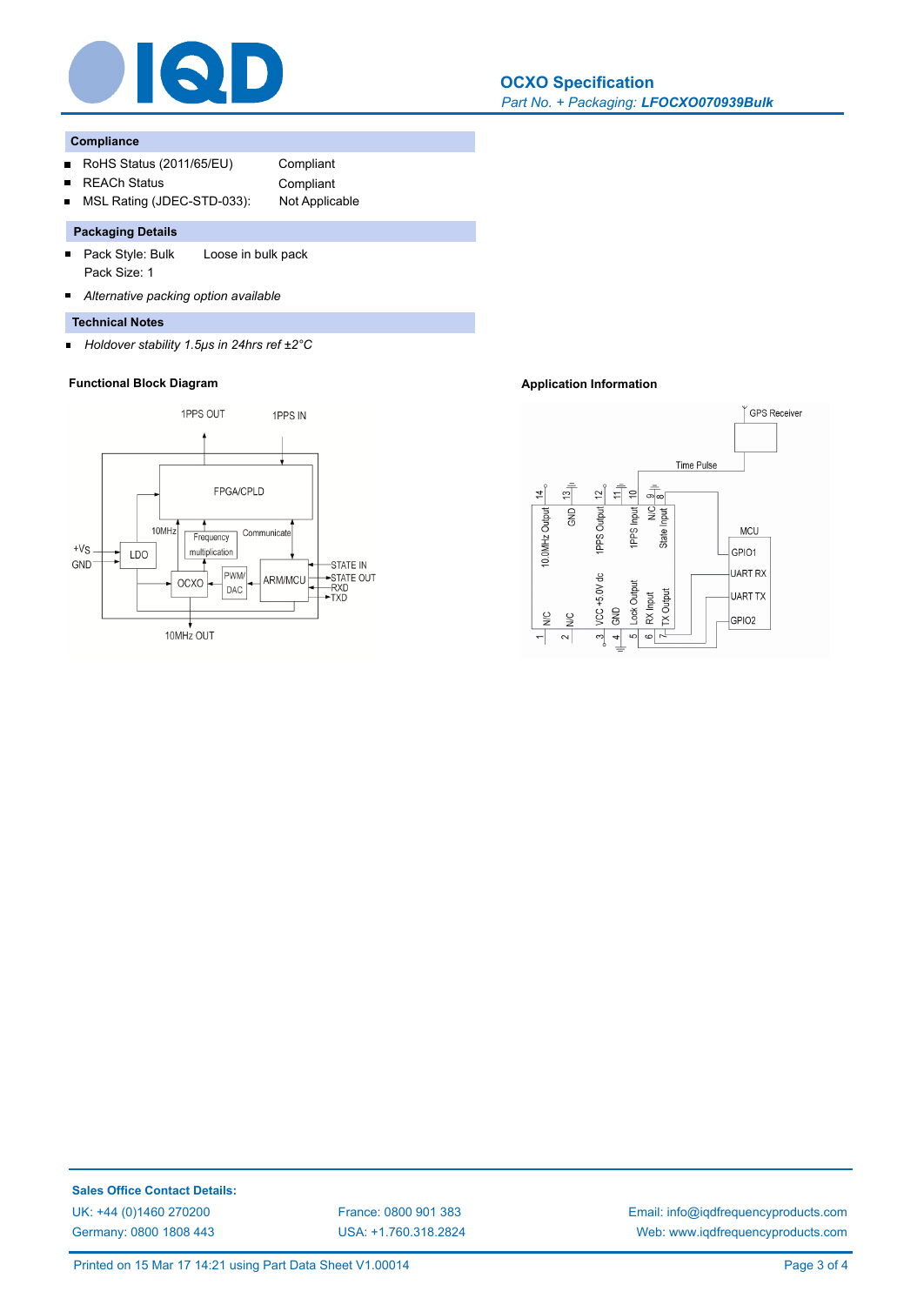## Compliance

- RoHS Status (2011/65/EU) Compliant
- REACh Status Compliant
- MSL Rating (JDEC-STD-033): Not Applicable

## Packaging Details

- Pack Style: Bulk Loose in bulk pack
  Pack Size: 1
- *Alternative packing option available*

## Technical Notes

- *Holdover stability 1.5µs in 24hrs ref ±2°C*

### Functional Block Diagram

1PPS OUT
1PPS IN
FPGA/CPLD
10MHz
Frequency multiplication
Communicate
+VS
GND
LDO
OCXO
PWM/DAC
ARM/MCU
STATE IN
STATE OUT
RXD
TXD
10MHz OUT

### Application Information

GPS Receiver
Time Pulse
MCU
GPIO1
UART RX
UART TX
GPIO2

14 10.0MHz Output
13 GND
12 1PPS Output
11
10 1PPS Input
9 N/C
8 State Input
1 N/C
2 N/C
3 VCC +5.0V dc
4 GND
5 Lock Output
6 RX Input
7 TX Output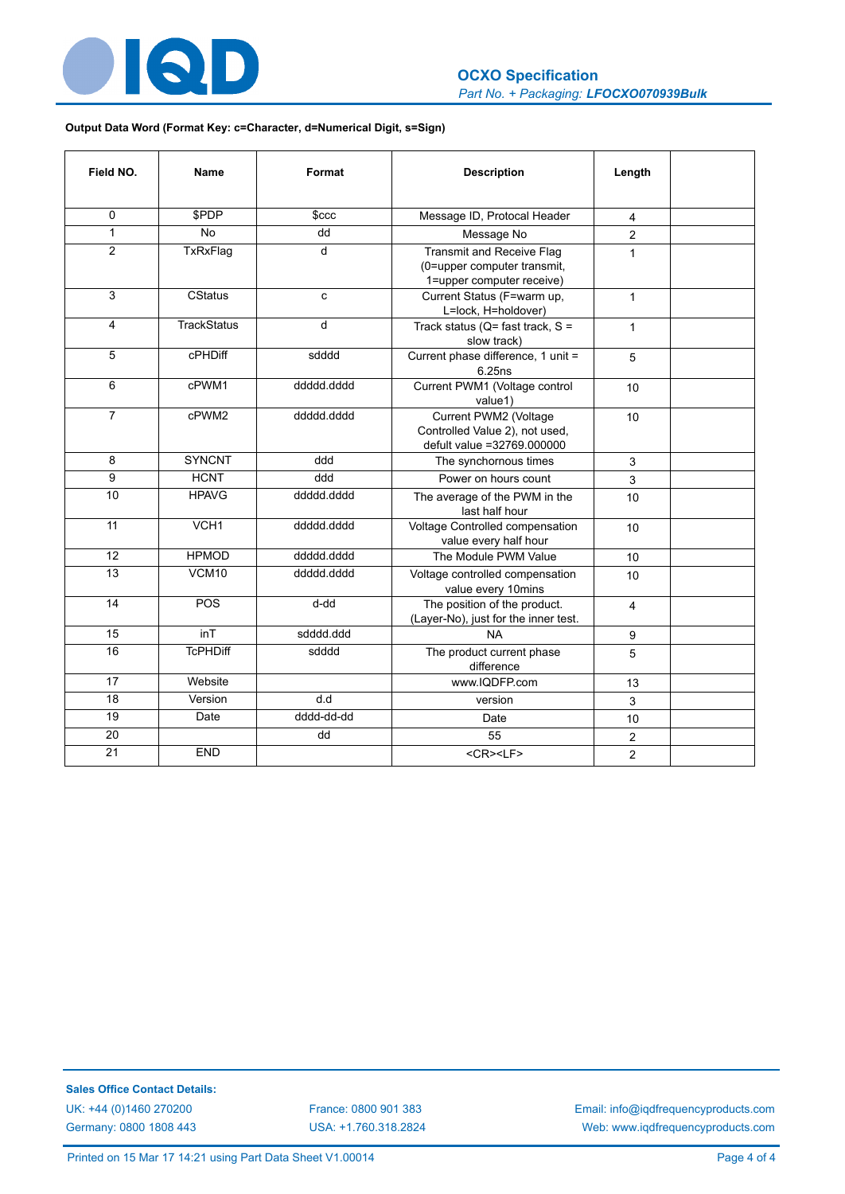**Output Data Word (Format Key: c=Character, d=Numerical Digit, s=Sign)**

| Field NO. | Name | Format | Description | Length | |
|---|---|---|---|---|---|
| 0 | $PDP | $ccc | Message ID, Protocal Header | 4 | |
| 1 | No | dd | Message No | 2 | |
| 2 | TxRxFlag | d | Transmit and Receive Flag (0=upper computer transmit, 1=upper computer receive) | 1 | |
| 3 | CStatus | c | Current Status (F=warm up, L=lock, H=holdover) | 1 | |
| 4 | TrackStatus | d | Track status (Q= fast track, S = slow track) | 1 | |
| 5 | cPHDiff | sdddd | Current phase difference, 1 unit = 6.25ns | 5 | |
| 6 | cPWM1 | ddddd.dddd | Current PWM1 (Voltage control value1) | 10 | |
| 7 | cPWM2 | ddddd.dddd | Current PWM2 (Voltage Controlled Value 2), not used, defult value =32769.000000 | 10 | |
| 8 | SYNCNT | ddd | The synchornous times | 3 | |
| 9 | HCNT | ddd | Power on hours count | 3 | |
| 10 | HPAVG | ddddd.dddd | The average of the PWM in the last half hour | 10 | |
| 11 | VCH1 | ddddd.dddd | Voltage Controlled compensation value every half hour | 10 | |
| 12 | HPMOD | ddddd.dddd | The Module PWM Value | 10 | |
| 13 | VCM10 | ddddd.dddd | Voltage controlled compensation value every 10mins | 10 | |
| 14 | POS | d-dd | The position of the product. (Layer-No), just for the inner test. | 4 | |
| 15 | inT | sdddd.ddd | NA | 9 | |
| 16 | TcPHDiff | sdddd | The product current phase difference | 5 | |
| 17 | Website | | www.IQDFP.com | 13 | |
| 18 | Version | d.d | version | 3 | |
| 19 | Date | dddd-dd-dd | Date | 10 | |
| 20 | | dd | 55 | 2 | |
| 21 | END | | <CR><LF> | 2 | |

**Sales Office Contact Details:**

UK: +44 (0)1460 270200
Germany: 0800 1808 443
France: 0800 901 383
USA: +1.760.318.2824
Email: info@iqdfrequencyproducts.com
Web: www.iqdfrequencyproducts.com

Printed on 15 Mar 17 14:21 using Part Data Sheet V1.00014